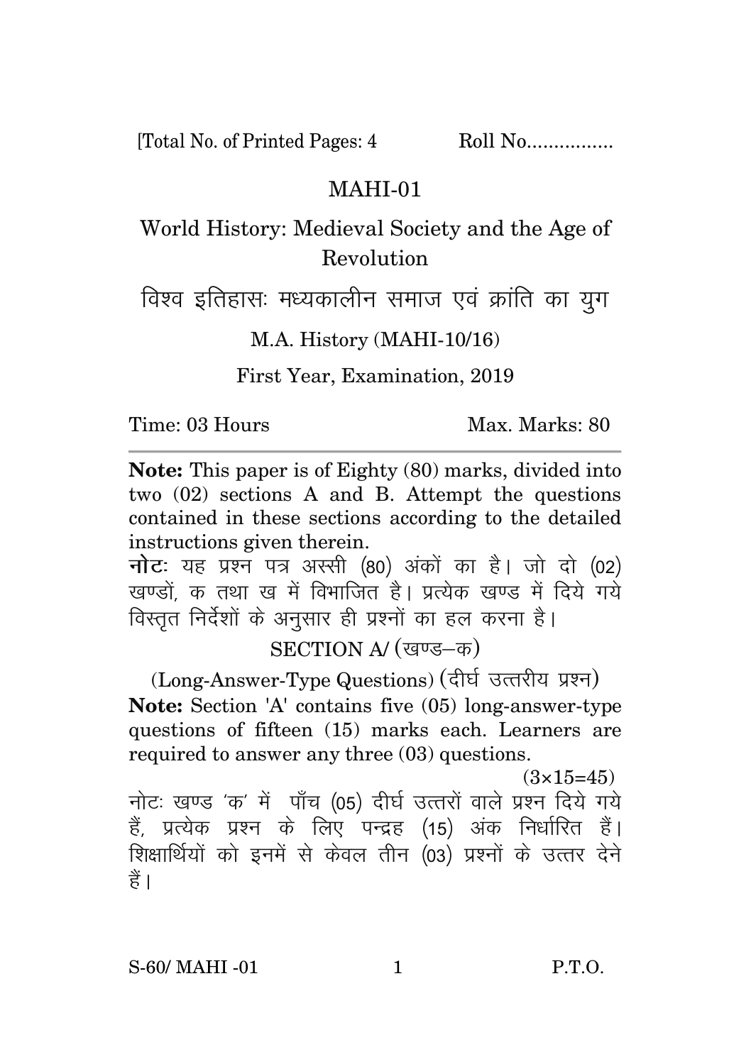[Total No. of Printed Pages: 4 Roll No................

# MAHI-01

## World History: Medieval Society and the Age of Revolution

## विश्व इतिहासः मध्यकालीन समाज एवं क्रांति का युग

M.A. History (MAHI-10/16)

First Year, Examination, 2019

Time: 03 Hours Max. Marks: 80

---

**Note:** This paper is of Eighty (80) marks, divided into two (02) sections A and B. Attempt the questions contained in these sections according to the detailed instructions given therein.

**नोटः** यह प्रश्न पत्र अस्सी (80) अंकों का है। जो दो (02) खण्डों, क तथा ख में विभाजित है। प्रत्येक खण्ड में दिये गये विस्तृत निर्देशों के अनुसार ही प्रश्नों का हल करना है।

### SECTION A/ (खण्ड–क)

(Long-Answer-Type Questions) (दीर्घ उत्तरीय प्रश्न)

**Note:** Section 'A' contains five (05) long-answer-type questions of fifteen (15) marks each. Learners are required to answer any three (03) questions.

(3×15=45)

नोटः खण्ड 'क' में पाँच (05) दीर्घ उत्तरों वाले प्रश्न दिये गये हैं, प्रत्येक प्रश्न के लिए पन्द्रह (15) अंक निर्धारित हैं। शिक्षार्थियों को इनमें से केवल तीन (03) प्रश्नों के उत्तर देने हैं।

S-60/ MAHI -01 P.T.O.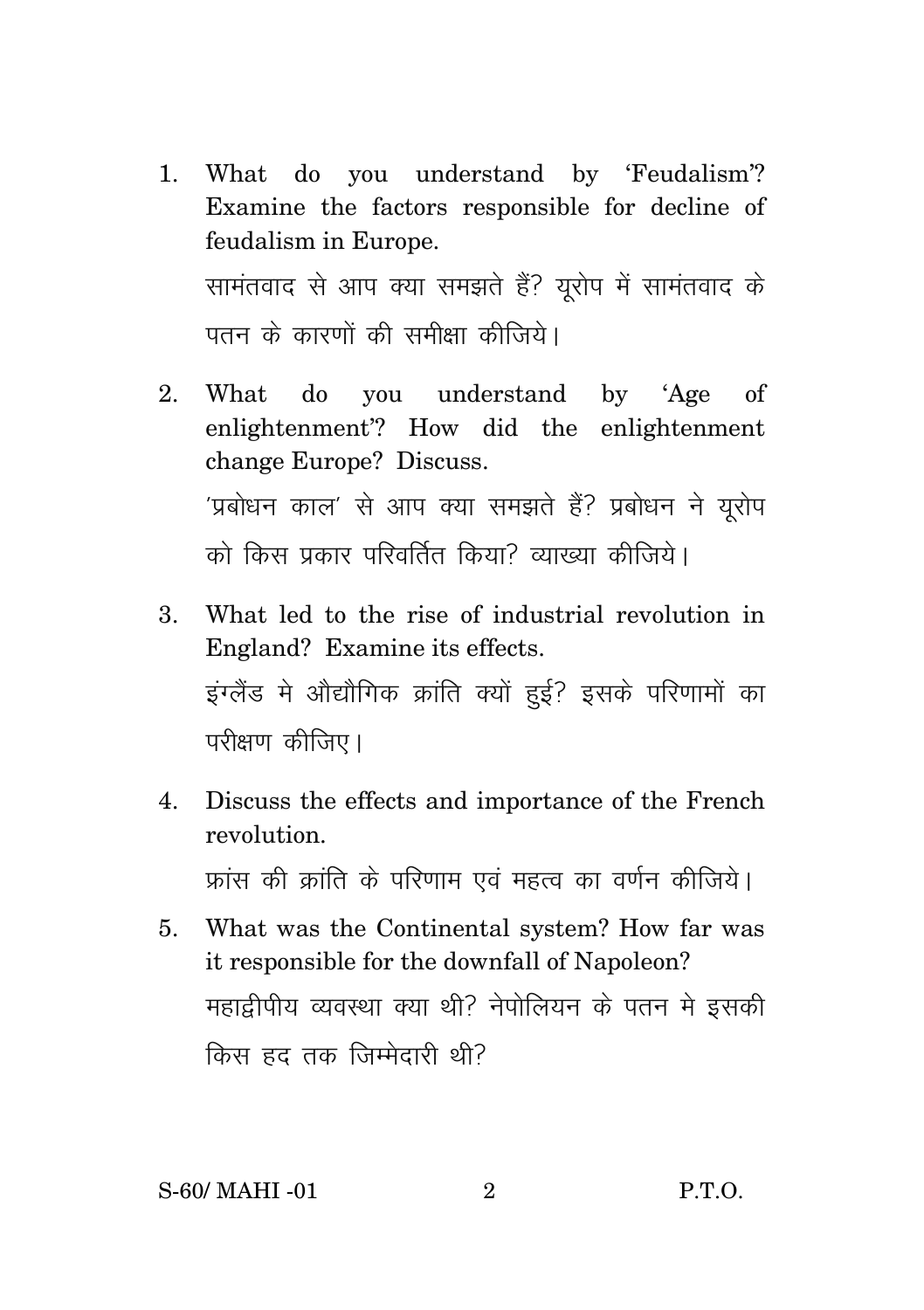1. What do you understand by 'Feudalism'? Examine the factors responsible for decline of feudalism in Europe.

   सामंतवाद से आप क्या समझते हैं? यूरोप में सामंतवाद के पतन के कारणों की समीक्षा कीजिये।

2. What do you understand by 'Age of enlightenment'? How did the enlightenment change Europe? Discuss.

   'प्रबोधन काल' से आप क्या समझते हैं? प्रबोधन ने यूरोप को किस प्रकार परिवर्तित किया? व्याख्या कीजिये।

3. What led to the rise of industrial revolution in England? Examine its effects.

   इंग्लैंड मे औद्योगिक क्रांति क्यों हुई? इसके परिणामों का परीक्षण कीजिए।

4. Discuss the effects and importance of the French revolution.

   फ्रांस की क्रांति के परिणाम एवं महत्व का वर्णन कीजिये।

5. What was the Continental system? How far was it responsible for the downfall of Napoleon?

   महाद्वीपीय व्यवस्था क्या थी? नेपोलियन के पतन मे इसकी किस हद तक जिम्मेदारी थी?

S-60/ MAHI -01 P.T.O.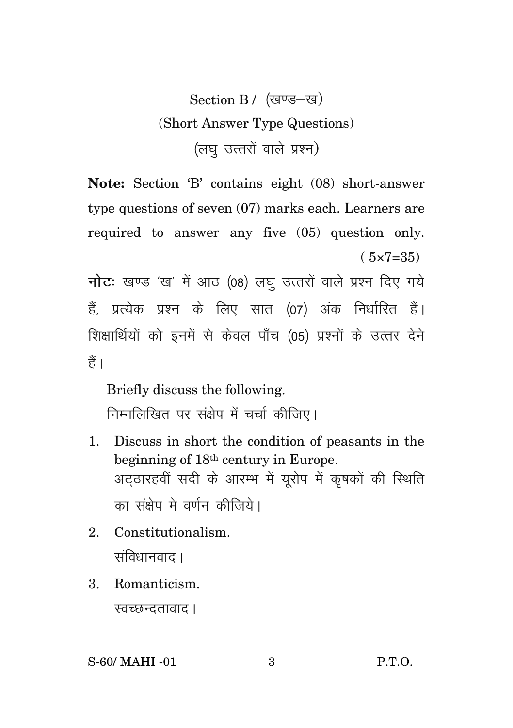## Section B / (खण्ड–ख)

### (Short Answer Type Questions)

### (लघु उत्तरों वाले प्रश्न)

**Note:** Section 'B' contains eight (08) short-answer type questions of seven (07) marks each. Learners are required to answer any five (05) question only. (5×7=35)

**नोट:** खण्ड 'ख' में आठ (08) लघु उत्तरों वाले प्रश्न दिए गये हैं, प्रत्येक प्रश्न के लिए सात (07) अंक निर्धारित हैं। शिक्षार्थियों को इनमें से केवल पाँच (05) प्रश्नों के उत्तर देने हैं।

Briefly discuss the following.

निम्नलिखित पर संक्षेप में चर्चा कीजिए।

1. Discuss in short the condition of peasants in the beginning of 18th century in Europe.
   अट्ठारहवीं सदी के आरम्भ में यूरोप में कृषकों की स्थिति का संक्षेप मे वर्णन कीजिये।

2. Constitutionalism.
   संविधानवाद।

3. Romanticism.
   स्वच्छन्दतावाद।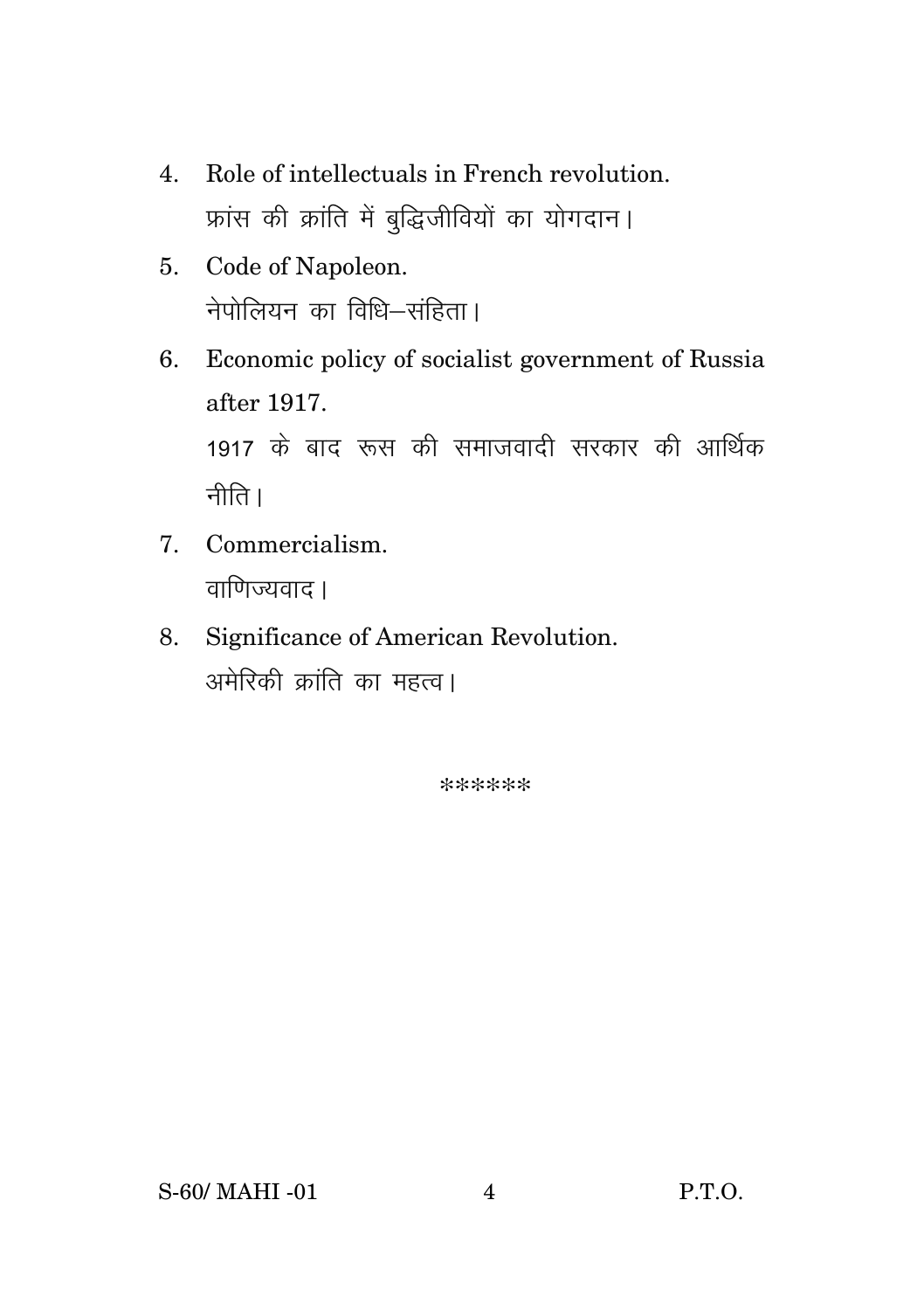4. Role of intellectuals in French revolution.
   फ्रांस की क्रांति में बुद्धिजीवियों का योगदान।
5. Code of Napoleon.
   नेपोलियन का विधि–संहिता।
6. Economic policy of socialist government of Russia after 1917.
   1917 के बाद रूस की समाजवादी सरकार की आर्थिक नीति।
7. Commercialism.
   वाणिज्यवाद।
8. Significance of American Revolution.
   अमेरिकी क्रांति का महत्व।

******